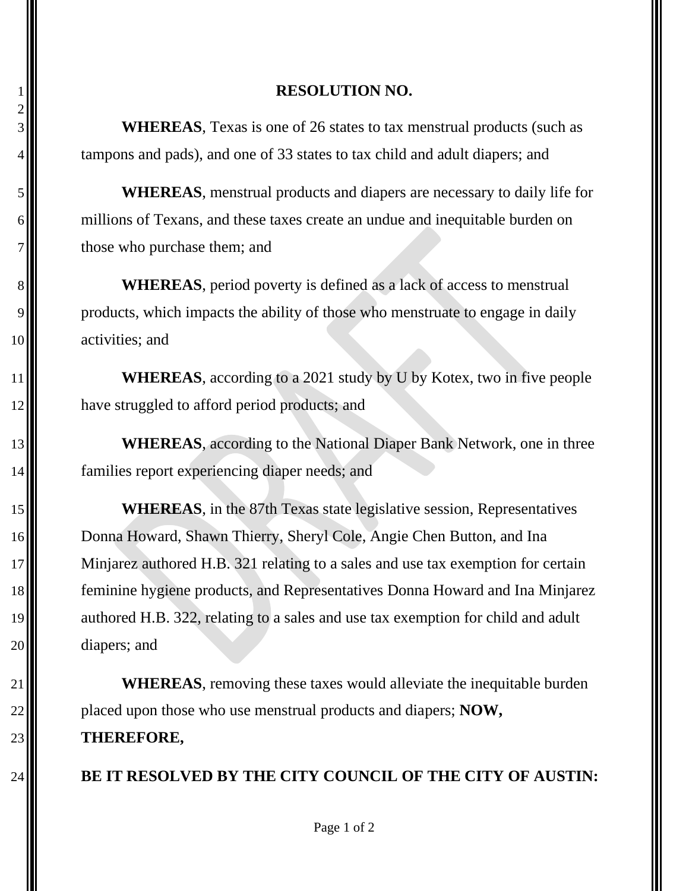# RESOLUTION NO.

**WHEREAS**, Texas is one of 26 states to tax menstrual products (such as tampons and pads), and one of 33 states to tax child and adult diapers; and

**WHEREAS**, menstrual products and diapers are necessary to daily life for millions of Texans, and these taxes create an undue and inequitable burden on those who purchase them; and

**WHEREAS**, period poverty is defined as a lack of access to menstrual products, which impacts the ability of those who menstruate to engage in daily activities; and

**WHEREAS**, according to a 2021 study by U by Kotex, two in five people have struggled to afford period products; and

**WHEREAS**, according to the National Diaper Bank Network, one in three families report experiencing diaper needs; and

**WHEREAS**, in the 87th Texas state legislative session, Representatives Donna Howard, Shawn Thierry, Sheryl Cole, Angie Chen Button, and Ina Minjarez authored H.B. 321 relating to a sales and use tax exemption for certain feminine hygiene products, and Representatives Donna Howard and Ina Minjarez authored H.B. 322, relating to a sales and use tax exemption for child and adult diapers; and

**WHEREAS**, removing these taxes would alleviate the inequitable burden placed upon those who use menstrual products and diapers; **NOW, THEREFORE,**

**BE IT RESOLVED BY THE CITY COUNCIL OF THE CITY OF AUSTIN:**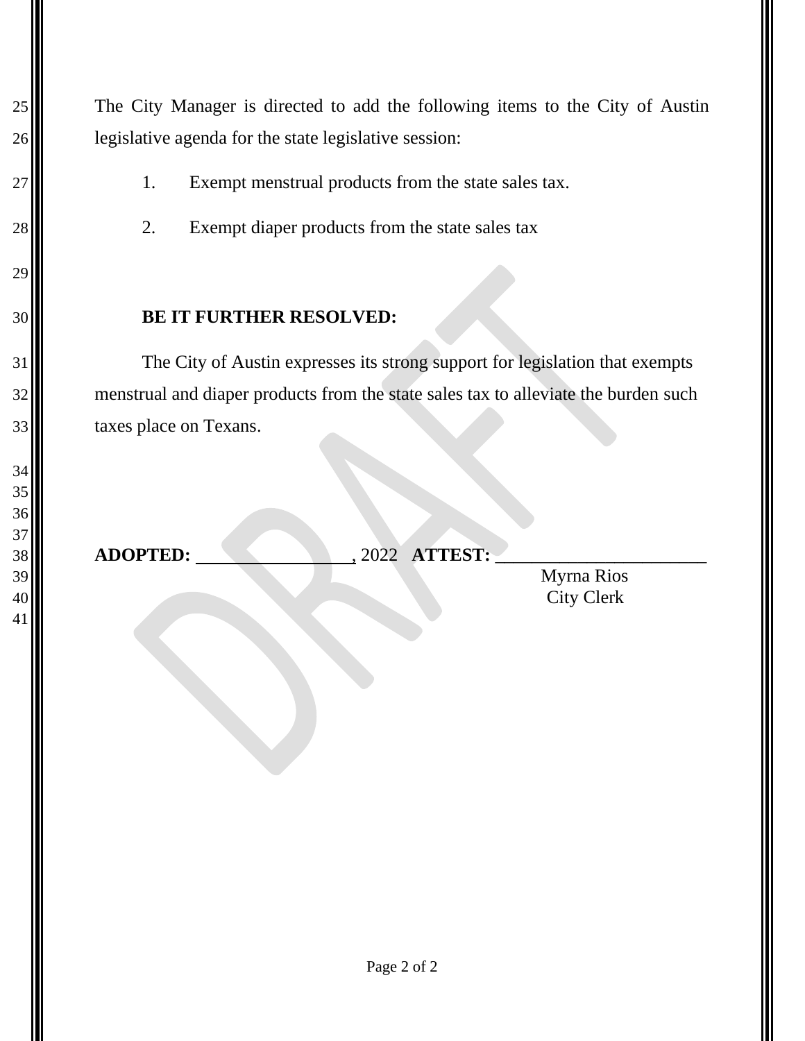The City Manager is directed to add the following items to the City of Austin legislative agenda for the state legislative session:

1. Exempt menstrual products from the state sales tax.

2. Exempt diaper products from the state sales tax

**BE IT FURTHER RESOLVED:**

The City of Austin expresses its strong support for legislation that exempts menstrual and diaper products from the state sales tax to alleviate the burden such taxes place on Texans.

**ADOPTED:** ________________, 2022 **ATTEST:** ______________________

Myrna Rios
City Clerk